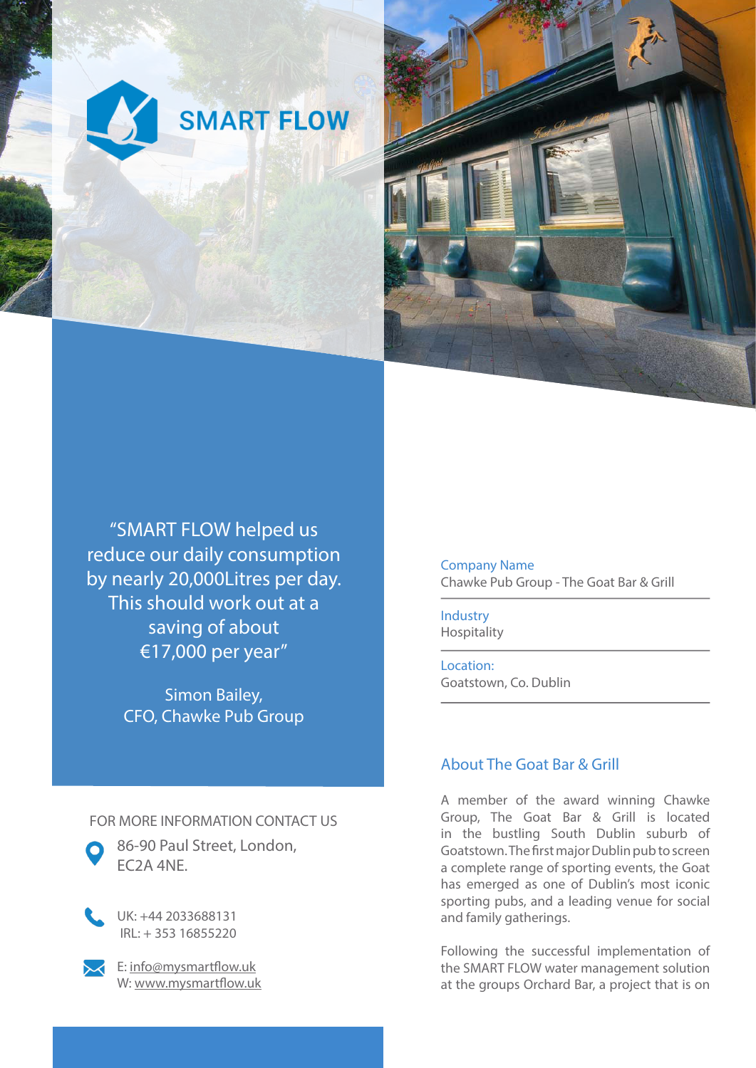# SMART FLOW

> "SMART FLOW helped us reduce our daily consumption by nearly 20,000Litres per day. This should work out at a saving of about €17,000 per year"
>
> Simon Bailey,
> CFO, Chawke Pub Group

FOR MORE INFORMATION CONTACT US

86-90 Paul Street, London,
EC2A 4NE.

UK: +44 2033688131
IRL: + 353 16855220

E: info@mysmartflow.uk
W: www.mysmartflow.uk

Company Name
Chawke Pub Group - The Goat Bar & Grill

Industry
Hospitality

Location:
Goatstown, Co. Dublin

## About The Goat Bar & Grill

A member of the award winning Chawke Group, The Goat Bar & Grill is located in the bustling South Dublin suburb of Goatstown. The first major Dublin pub to screen a complete range of sporting events, the Goat has emerged as one of Dublin's most iconic sporting pubs, and a leading venue for social and family gatherings.

Following the successful implementation of the SMART FLOW water management solution at the groups Orchard Bar, a project that is on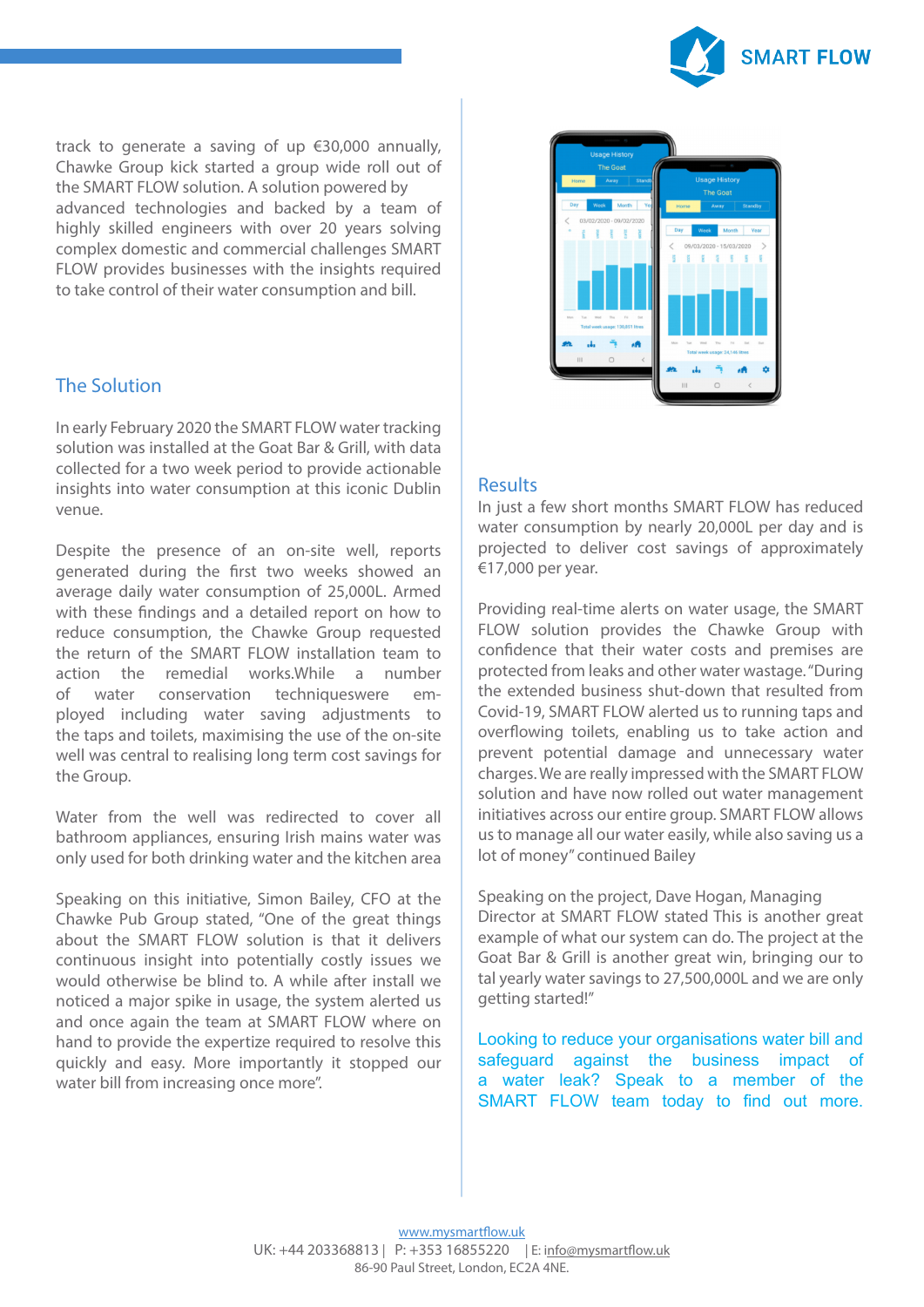track to generate a saving of up €30,000 annually, Chawke Group kick started a group wide roll out of the SMART FLOW solution. A solution powered by advanced technologies and backed by a team of highly skilled engineers with over 20 years solving complex domestic and commercial challenges SMART FLOW provides businesses with the insights required to take control of their water consumption and bill.

## The Solution

In early February 2020 the SMART FLOW water tracking solution was installed at the Goat Bar & Grill, with data collected for a two week period to provide actionable insights into water consumption at this iconic Dublin venue.

Despite the presence of an on-site well, reports generated during the first two weeks showed an average daily water consumption of 25,000L. Armed with these findings and a detailed report on how to reduce consumption, the Chawke Group requested the return of the SMART FLOW installation team to action the remedial works.While a number of water conservation techniqueswere employed including water saving adjustments to the taps and toilets, maximising the use of the on-site well was central to realising long term cost savings for the Group.

Water from the well was redirected to cover all bathroom appliances, ensuring Irish mains water was only used for both drinking water and the kitchen area

Speaking on this initiative, Simon Bailey, CFO at the Chawke Pub Group stated, "One of the great things about the SMART FLOW solution is that it delivers continuous insight into potentially costly issues we would otherwise be blind to. A while after install we noticed a major spike in usage, the system alerted us and once again the team at SMART FLOW where on hand to provide the expertize required to resolve this quickly and easy. More importantly it stopped our water bill from increasing once more".

## Results

In just a few short months SMART FLOW has reduced water consumption by nearly 20,000L per day and is projected to deliver cost savings of approximately €17,000 per year.

Providing real-time alerts on water usage, the SMART FLOW solution provides the Chawke Group with confidence that their water costs and premises are protected from leaks and other water wastage."During the extended business shut-down that resulted from Covid-19, SMART FLOW alerted us to running taps and overflowing toilets, enabling us to take action and prevent potential damage and unnecessary water charges. We are really impressed with the SMART FLOW solution and have now rolled out water management initiatives across our entire group. SMART FLOW allows us to manage all our water easily, while also saving us a lot of money" continued Bailey

Speaking on the project, Dave Hogan, Managing Director at SMART FLOW stated This is another great example of what our system can do. The project at the Goat Bar & Grill is another great win, bringing our total yearly water savings to 27,500,000L and we are only getting started!"

Looking to reduce your organisations water bill and safeguard against the business impact of a water leak? Speak to a member of the SMART FLOW team today to find out more.

www.mysmartflow.uk

UK: +44 203368813 | P: +353 16855220 | E: info@mysmartflow.uk

86-90 Paul Street, London, EC2A 4NE.